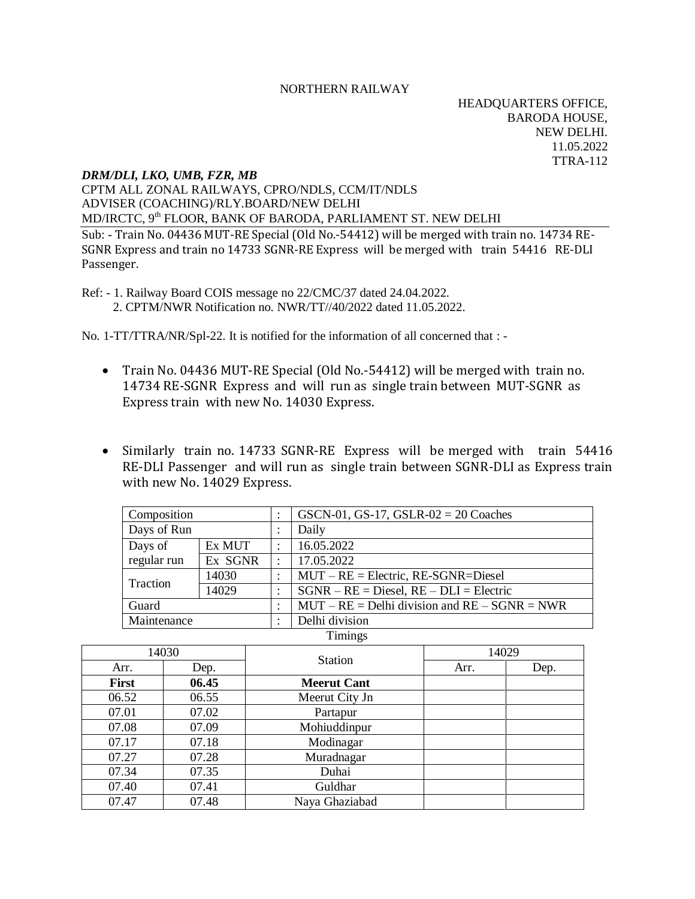NORTHERN RAILWAY

HEADQUARTERS OFFICE,
BARODA HOUSE,
NEW DELHI.
11.05.2022
TTRA-112

***DRM/DLI, LKO, UMB, FZR, MB***
CPTM ALL ZONAL RAILWAYS, CPRO/NDLS, CCM/IT/NDLS
ADVISER (COACHING)/RLY.BOARD/NEW DELHI
MD/IRCTC, 9th FLOOR, BANK OF BARODA, PARLIAMENT ST. NEW DELHI

Sub: - Train No. 04436 MUT-RE Special (Old No.-54412) will be merged with train no. 14734 RE-SGNR Express and train no 14733 SGNR-RE Express will be merged with train 54416 RE-DLI Passenger.

Ref: - 1. Railway Board COIS message no 22/CMC/37 dated 24.04.2022.
2. CPTM/NWR Notification no. NWR/TT//40/2022 dated 11.05.2022.

No. 1-TT/TTRA/NR/Spl-22. It is notified for the information of all concerned that : -

- Train No. 04436 MUT-RE Special (Old No.-54412) will be merged with train no. 14734 RE-SGNR Express and will run as single train between MUT-SGNR as Express train with new No. 14030 Express.

- Similarly train no. 14733 SGNR-RE Express will be merged with train 54416 RE-DLI Passenger and will run as single train between SGNR-DLI as Express train with new No. 14029 Express.

| | | | |
|---|---|---|---|
| Composition | | : | GSCN-01, GS-17, GSLR-02 = 20 Coaches |
| Days of Run | | : | Daily |
| Days of regular run | Ex MUT | : | 16.05.2022 |
| | Ex SGNR | : | 17.05.2022 |
| Traction | 14030 | : | MUT – RE = Electric, RE-SGNR=Diesel |
| | 14029 | : | SGNR – RE = Diesel, RE – DLI = Electric |
| Guard | | : | MUT – RE = Delhi division and RE – SGNR = NWR |
| Maintenance | | : | Delhi division |

Timings

| 14030 | | Station | 14029 | |
|---|---|---|---|---|
| Arr. | Dep. | | Arr. | Dep. |
| **First** | **06.45** | **Meerut Cant** | | |
| 06.52 | 06.55 | Meerut City Jn | | |
| 07.01 | 07.02 | Partapur | | |
| 07.08 | 07.09 | Mohiuddinpur | | |
| 07.17 | 07.18 | Modinagar | | |
| 07.27 | 07.28 | Muradnagar | | |
| 07.34 | 07.35 | Duhai | | |
| 07.40 | 07.41 | Guldhar | | |
| 07.47 | 07.48 | Naya Ghaziabad | | |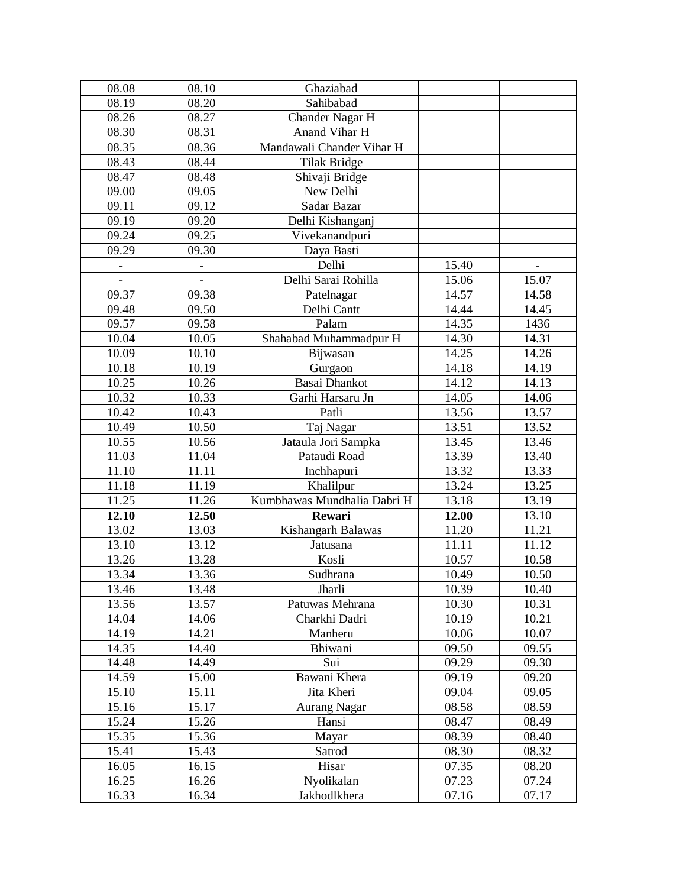| | | | | |
|---|---|---|---|---|
| 08.08 | 08.10 | Ghaziabad | | |
| 08.19 | 08.20 | Sahibabad | | |
| 08.26 | 08.27 | Chander Nagar H | | |
| 08.30 | 08.31 | Anand Vihar H | | |
| 08.35 | 08.36 | Mandawali Chander Vihar H | | |
| 08.43 | 08.44 | Tilak Bridge | | |
| 08.47 | 08.48 | Shivaji Bridge | | |
| 09.00 | 09.05 | New Delhi | | |
| 09.11 | 09.12 | Sadar Bazar | | |
| 09.19 | 09.20 | Delhi Kishanganj | | |
| 09.24 | 09.25 | Vivekanandpuri | | |
| 09.29 | 09.30 | Daya Basti | | |
| - | - | Delhi | 15.40 | - |
| - | - | Delhi Sarai Rohilla | 15.06 | 15.07 |
| 09.37 | 09.38 | Patelnagar | 14.57 | 14.58 |
| 09.48 | 09.50 | Delhi Cantt | 14.44 | 14.45 |
| 09.57 | 09.58 | Palam | 14.35 | 1436 |
| 10.04 | 10.05 | Shahabad Muhammadpur H | 14.30 | 14.31 |
| 10.09 | 10.10 | Bijwasan | 14.25 | 14.26 |
| 10.18 | 10.19 | Gurgaon | 14.18 | 14.19 |
| 10.25 | 10.26 | Basai Dhankot | 14.12 | 14.13 |
| 10.32 | 10.33 | Garhi Harsaru Jn | 14.05 | 14.06 |
| 10.42 | 10.43 | Patli | 13.56 | 13.57 |
| 10.49 | 10.50 | Taj Nagar | 13.51 | 13.52 |
| 10.55 | 10.56 | Jataula Jori Sampka | 13.45 | 13.46 |
| 11.03 | 11.04 | Pataudi Road | 13.39 | 13.40 |
| 11.10 | 11.11 | Inchhapuri | 13.32 | 13.33 |
| 11.18 | 11.19 | Khalilpur | 13.24 | 13.25 |
| 11.25 | 11.26 | Kumbhawas Mundhalia Dabri H | 13.18 | 13.19 |
| **12.10** | **12.50** | **Rewari** | **12.00** | 13.10 |
| 13.02 | 13.03 | Kishangarh Balawas | 11.20 | 11.21 |
| 13.10 | 13.12 | Jatusana | 11.11 | 11.12 |
| 13.26 | 13.28 | Kosli | 10.57 | 10.58 |
| 13.34 | 13.36 | Sudhrana | 10.49 | 10.50 |
| 13.46 | 13.48 | Jharli | 10.39 | 10.40 |
| 13.56 | 13.57 | Patuwas Mehrana | 10.30 | 10.31 |
| 14.04 | 14.06 | Charkhi Dadri | 10.19 | 10.21 |
| 14.19 | 14.21 | Manheru | 10.06 | 10.07 |
| 14.35 | 14.40 | Bhiwani | 09.50 | 09.55 |
| 14.48 | 14.49 | Sui | 09.29 | 09.30 |
| 14.59 | 15.00 | Bawani Khera | 09.19 | 09.20 |
| 15.10 | 15.11 | Jita Kheri | 09.04 | 09.05 |
| 15.16 | 15.17 | Aurang Nagar | 08.58 | 08.59 |
| 15.24 | 15.26 | Hansi | 08.47 | 08.49 |
| 15.35 | 15.36 | Mayar | 08.39 | 08.40 |
| 15.41 | 15.43 | Satrod | 08.30 | 08.32 |
| 16.05 | 16.15 | Hisar | 07.35 | 08.20 |
| 16.25 | 16.26 | Nyolikalan | 07.23 | 07.24 |
| 16.33 | 16.34 | Jakhodlkhera | 07.16 | 07.17 |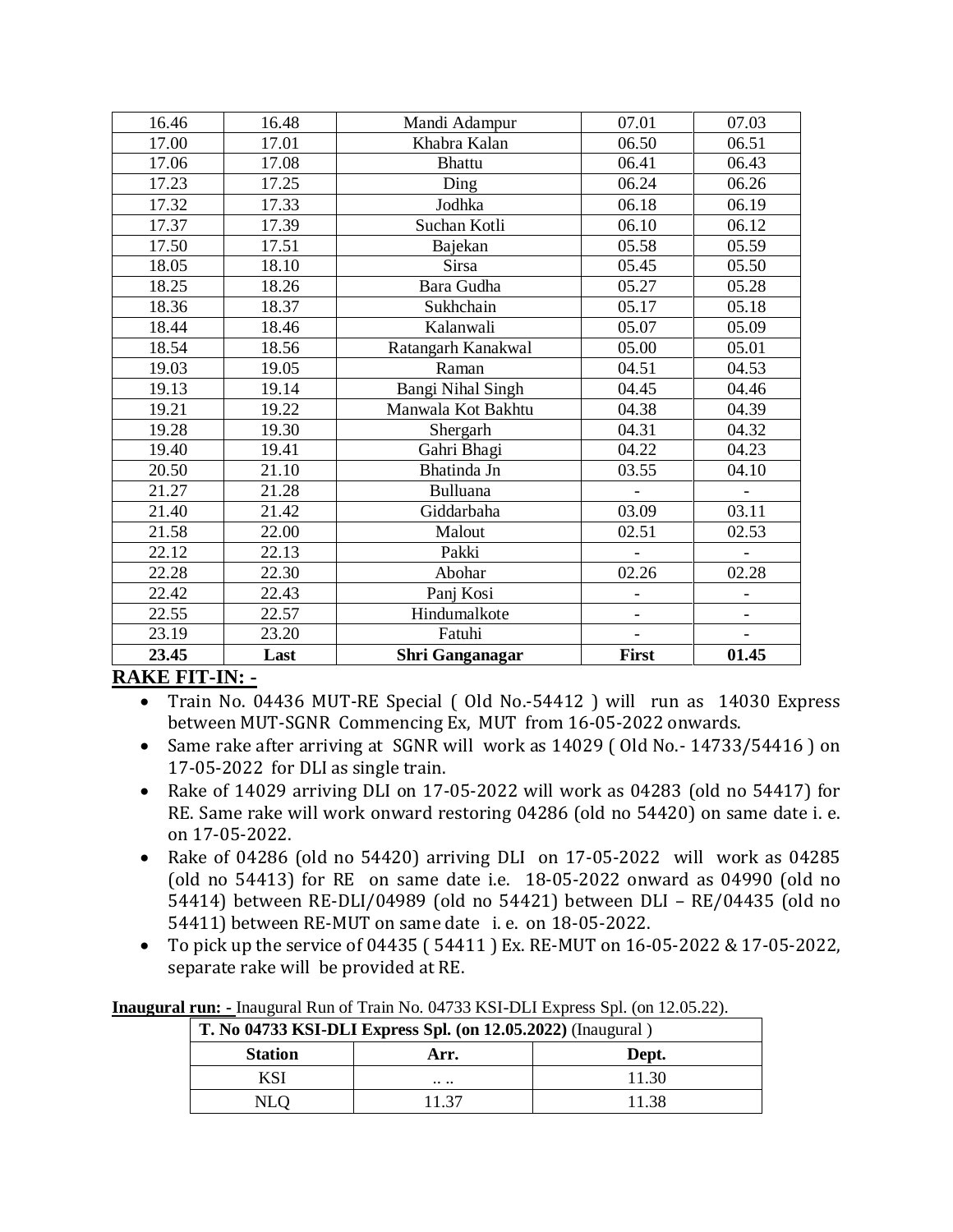| | | | | |
|---|---|---|---|---|
| 16.46 | 16.48 | Mandi Adampur | 07.01 | 07.03 |
| 17.00 | 17.01 | Khabra Kalan | 06.50 | 06.51 |
| 17.06 | 17.08 | Bhattu | 06.41 | 06.43 |
| 17.23 | 17.25 | Ding | 06.24 | 06.26 |
| 17.32 | 17.33 | Jodhka | 06.18 | 06.19 |
| 17.37 | 17.39 | Suchan Kotli | 06.10 | 06.12 |
| 17.50 | 17.51 | Bajekan | 05.58 | 05.59 |
| 18.05 | 18.10 | Sirsa | 05.45 | 05.50 |
| 18.25 | 18.26 | Bara Gudha | 05.27 | 05.28 |
| 18.36 | 18.37 | Sukhchain | 05.17 | 05.18 |
| 18.44 | 18.46 | Kalanwali | 05.07 | 05.09 |
| 18.54 | 18.56 | Ratangarh Kanakwal | 05.00 | 05.01 |
| 19.03 | 19.05 | Raman | 04.51 | 04.53 |
| 19.13 | 19.14 | Bangi Nihal Singh | 04.45 | 04.46 |
| 19.21 | 19.22 | Manwala Kot Bakhtu | 04.38 | 04.39 |
| 19.28 | 19.30 | Shergarh | 04.31 | 04.32 |
| 19.40 | 19.41 | Gahri Bhagi | 04.22 | 04.23 |
| 20.50 | 21.10 | Bhatinda Jn | 03.55 | 04.10 |
| 21.27 | 21.28 | Bulluana | - | - |
| 21.40 | 21.42 | Giddarbaha | 03.09 | 03.11 |
| 21.58 | 22.00 | Malout | 02.51 | 02.53 |
| 22.12 | 22.13 | Pakki | - | - |
| 22.28 | 22.30 | Abohar | 02.26 | 02.28 |
| 22.42 | 22.43 | Panj Kosi | - | - |
| 22.55 | 22.57 | Hindumalkote | - | - |
| 23.19 | 23.20 | Fatuhi | - | - |
| **23.45** | **Last** | **Shri Ganganagar** | **First** | **01.45** |

## RAKE FIT-IN: -

- Train No. 04436 MUT-RE Special ( Old No.-54412 ) will run as 14030 Express between MUT-SGNR Commencing Ex, MUT from 16-05-2022 onwards.
- Same rake after arriving at SGNR will work as 14029 ( Old No.- 14733/54416 ) on 17-05-2022 for DLI as single train.
- Rake of 14029 arriving DLI on 17-05-2022 will work as 04283 (old no 54417) for RE. Same rake will work onward restoring 04286 (old no 54420) on same date i. e. on 17-05-2022.
- Rake of 04286 (old no 54420) arriving DLI on 17-05-2022 will work as 04285 (old no 54413) for RE on same date i.e. 18-05-2022 onward as 04990 (old no 54414) between RE-DLI/04989 (old no 54421) between DLI – RE/04435 (old no 54411) between RE-MUT on same date i. e. on 18-05-2022.
- To pick up the service of 04435 ( 54411 ) Ex. RE-MUT on 16-05-2022 & 17-05-2022, separate rake will be provided at RE.

**Inaugural run: -** Inaugural Run of Train No. 04733 KSI-DLI Express Spl. (on 12.05.22).

| **T. No 04733 KSI-DLI Express Spl. (on 12.05.2022)** (Inaugural ) | | |
|---|---|---|
| **Station** | **Arr.** | **Dept.** |
| KSI | .. .. | 11.30 |
| NLQ | 11.37 | 11.38 |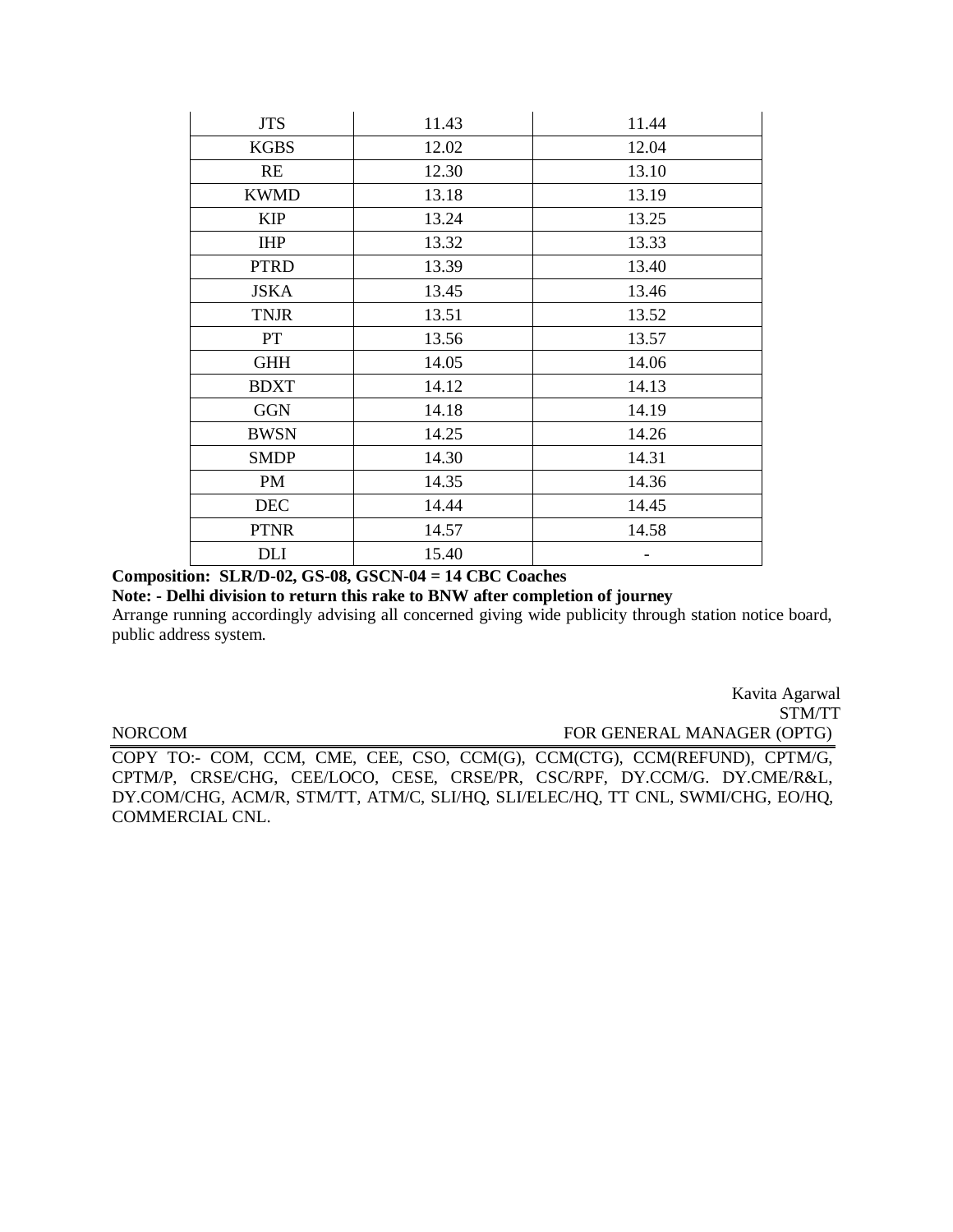| | | |
|---|---|---|
| JTS | 11.43 | 11.44 |
| KGBS | 12.02 | 12.04 |
| RE | 12.30 | 13.10 |
| KWMD | 13.18 | 13.19 |
| KIP | 13.24 | 13.25 |
| IHP | 13.32 | 13.33 |
| PTRD | 13.39 | 13.40 |
| JSKA | 13.45 | 13.46 |
| TNJR | 13.51 | 13.52 |
| PT | 13.56 | 13.57 |
| GHH | 14.05 | 14.06 |
| BDXT | 14.12 | 14.13 |
| GGN | 14.18 | 14.19 |
| BWSN | 14.25 | 14.26 |
| SMDP | 14.30 | 14.31 |
| PM | 14.35 | 14.36 |
| DEC | 14.44 | 14.45 |
| PTNR | 14.57 | 14.58 |
| DLI | 15.40 | - |

**Composition: SLR/D-02, GS-08, GSCN-04 = 14 CBC Coaches**

**Note: - Delhi division to return this rake to BNW after completion of journey**

Arrange running accordingly advising all concerned giving wide publicity through station notice board, public address system.

Kavita Agarwal
STM/TT

NORCOM FOR GENERAL MANAGER (OPTG)

COPY TO:- COM, CCM, CME, CEE, CSO, CCM(G), CCM(CTG), CCM(REFUND), CPTM/G, CPTM/P, CRSE/CHG, CEE/LOCO, CESE, CRSE/PR, CSC/RPF, DY.CCM/G. DY.CME/R&L, DY.COM/CHG, ACM/R, STM/TT, ATM/C, SLI/HQ, SLI/ELEC/HQ, TT CNL, SWMI/CHG, EO/HQ, COMMERCIAL CNL.